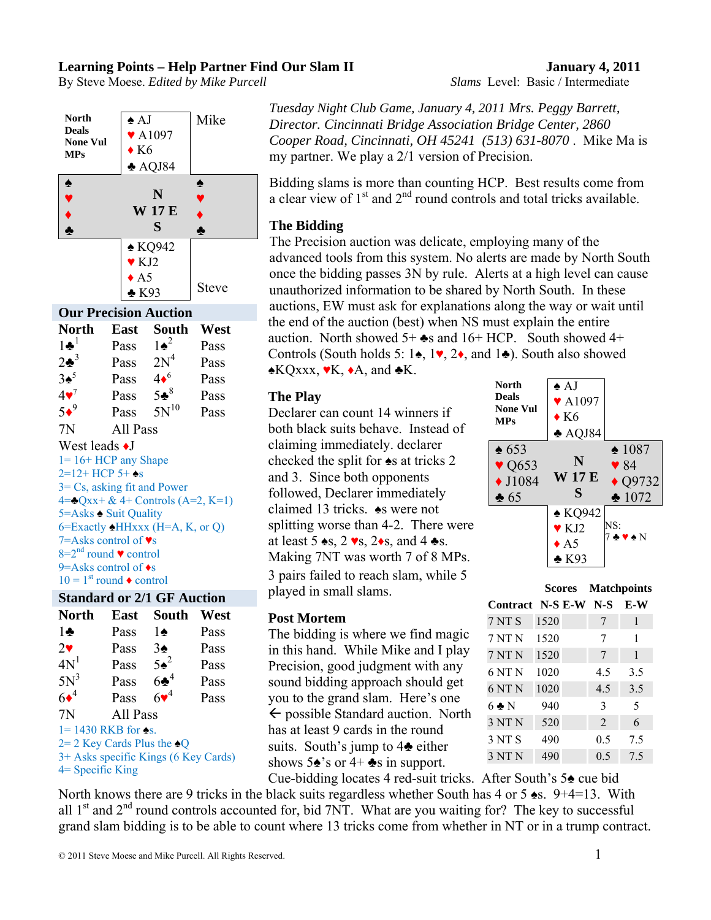**Learning Points – Help Partner Find Our Slam II** — **January 4, 2011**

By Steve Moese. *Edited by Mike Purcell* — *Slams* Level: Basic / Intermediate

North Deals
None Vul
MPs

| | North (Mike) | |
|---|---|---|
| | ♠ AJ<br>♥ A1097<br>♦ K6<br>♣ AQJ84 | |
| ♠<br>♥<br>♦<br>♣ | N<br>W 17 E<br>S | ♠<br>♥<br>♦<br>♣ |
| | ♠ KQ942<br>♥ KJ2<br>♦ A5<br>♣ K93 | |
| | South (Steve) | |

## Our Precision Auction

| North | East | South | West |
|---|---|---|---|
| 1♣[1] | Pass | 1♠[2] | Pass |
| 2♣[3] | Pass | 2N[4] | Pass |
| 3♠[5] | Pass | 4♠[6] | Pass |
| 4♥[7] | Pass | 5♣[8] | Pass |
| 5♦[9] | Pass | 5N[10] | Pass |
| 7N | All Pass | | |

West leads ♦J

1= 16+ HCP any Shape
2=12+ HCP 5+ ♠s
3= Cs, asking fit and Power
4=♣Qxx+ & 4+ Controls (A=2, K=1)
5=Asks ♠ Suit Quality
6=Exactly ♠HHxxx (H=A, K, or Q)
7=Asks control of ♥s
8=2nd round ♥ control
9=Asks control of ♦s
10 = 1st round ♦ control

## Standard or 2/1 GF Auction

| North | East | South | West |
|---|---|---|---|
| 1♣ | Pass | 1♠ | Pass |
| 2♥ | Pass | 3♠ | Pass |
| 4N[1] | Pass | 5♠[2] | Pass |
| 5N[3] | Pass | 6♣[4] | Pass |
| 6♦[4] | Pass | 6♥[4] | Pass |
| 7N | All Pass | | |

1= 1430 RKB for ♠s.
2= 2 Key Cards Plus the ♠Q
3+ Asks specific Kings (6 Key Cards)
4= Specific King

*Tuesday Night Club Game, January 4, 2011 Mrs. Peggy Barrett, Director. Cincinnati Bridge Association Bridge Center, 2860 Cooper Road, Cincinnati, OH 45241 (513) 631-8070* . Mike Ma is my partner. We play a 2/1 version of Precision.

Bidding slams is more than counting HCP. Best results come from a clear view of 1st and 2nd round controls and total tricks available.

## The Bidding

The Precision auction was delicate, employing many of the advanced tools from this system. No alerts are made by North South once the bidding passes 3N by rule. Alerts at a high level can cause unauthorized information to be shared by North South. In these auctions, EW must ask for explanations along the way or wait until the end of the auction (best) when NS must explain the entire auction. North showed 5+ ♣s and 16+ HCP. South showed 4+ Controls (South holds 5: 1♠, 1♥, 2♦, and 1♣). South also showed ♠KQxxx, ♥K, ♦A, and ♣K.

## The Play

Declarer can count 14 winners if both black suits behave. Instead of claiming immediately. declarer checked the split for ♠s at tricks 2 and 3. Since both opponents followed, Declarer immediately claimed 13 tricks. ♠s were not splitting worse than 4-2. There were at least 5 ♠s, 2 ♥s, 2♦s, and 4 ♣s. Making 7NT was worth 7 of 8 MPs.

3 pairs failed to reach slam, while 5 played in small slams.

North Deals
None Vul
MPs

| | North | |
|---|---|---|
| | ♠ AJ<br>♥ A1097<br>♦ K6<br>♣ AQJ84 | |
| ♠ 653<br>♥ Q653<br>♦ J1084<br>♣ 65 | N<br>W 17 E<br>S | ♠ 1087<br>♥ 84<br>♦ Q9732<br>♣ 1072 |
| | ♠ KQ942<br>♥ KJ2<br>♦ A5<br>♣ K93 | NS: 7 ♣ ♥ ♠ N |

| Contract | Scores N-S | Scores E-W | Matchpoints N-S | Matchpoints E-W |
|---|---|---|---|---|
| 7 NT S | 1520 | | 7 | 1 |
| 7 NT N | 1520 | | 7 | 1 |
| 7 NT N | 1520 | | 7 | 1 |
| 6 NT N | 1020 | | 4.5 | 3.5 |
| 6 NT N | 1020 | | 4.5 | 3.5 |
| 6 ♣ N | 940 | | 3 | 5 |
| 3 NT N | 520 | | 2 | 6 |
| 3 NT S | 490 | | 0.5 | 7.5 |
| 3 NT N | 490 | | 0.5 | 7.5 |

## Post Mortem

The bidding is where we find magic in this hand. While Mike and I play Precision, good judgment with any sound bidding approach should get you to the grand slam. Here's one ← possible Standard auction. North has at least 9 cards in the round suits. South's jump to 4♣ either shows 5♠'s or 4+ ♣s in support. Cue-bidding locates 4 red-suit tricks. After South's 5♠ cue bid North knows there are 9 tricks in the black suits regardless whether South has 4 or 5 ♠s. 9+4=13. With all 1st and 2nd round controls accounted for, bid 7NT. What are you waiting for? The key to successful grand slam bidding is to be able to count where 13 tricks come from whether in NT or in a trump contract.

© 2011 Steve Moese and Mike Purcell. All Rights Reserved.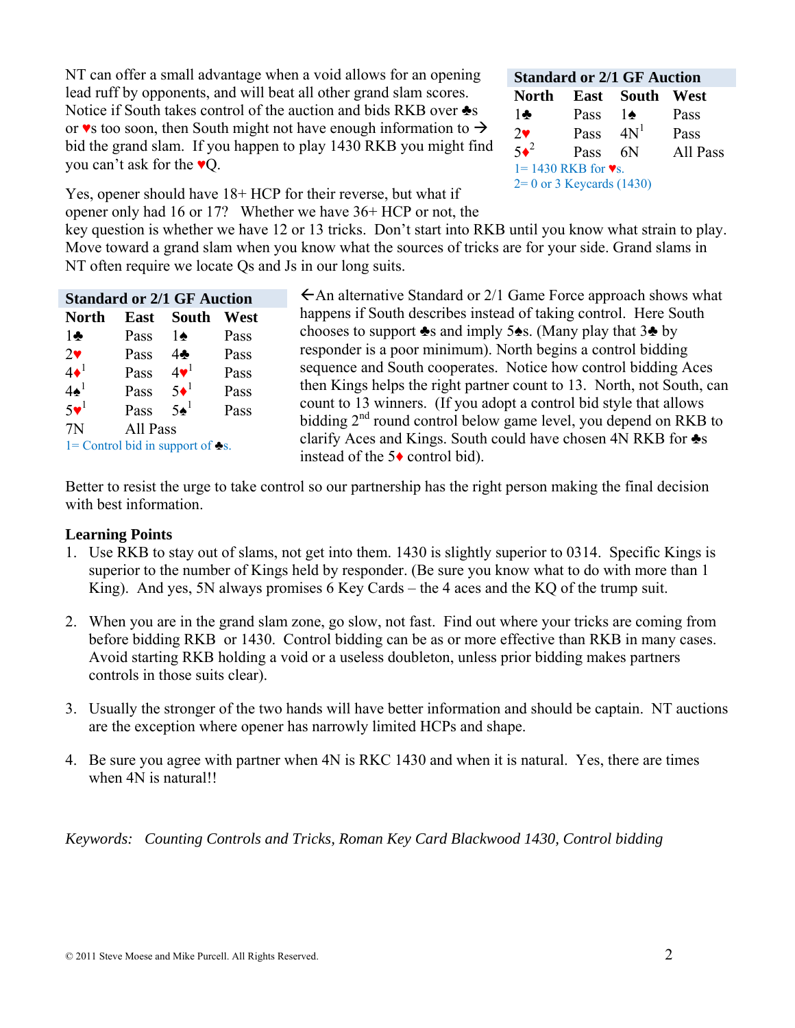NT can offer a small advantage when a void allows for an opening lead ruff by opponents, and will beat all other grand slam scores. Notice if South takes control of the auction and bids RKB over ♣s or ♥s too soon, then South might not have enough information to → bid the grand slam. If you happen to play 1430 RKB you might find you can't ask for the ♥Q.

| Standard or 2/1 GF Auction | | | |
|---|---|---|---|
| **North** | **East** | **South** | **West** |
| 1♣ | Pass | 1♠ | Pass |
| 2♥ | Pass | 4N[1] | Pass |
| 5♦[2] | Pass | 6N | All Pass |

1= 1430 RKB for ♥s.
2= 0 or 3 Keycards (1430)

Yes, opener should have 18+ HCP for their reverse, but what if opener only had 16 or 17? Whether we have 36+ HCP or not, the key question is whether we have 12 or 13 tricks. Don't start into RKB until you know what strain to play. Move toward a grand slam when you know what the sources of tricks are for your side. Grand slams in NT often require we locate Qs and Js in our long suits.

| Standard or 2/1 GF Auction | | | |
|---|---|---|---|
| **North** | **East** | **South** | **West** |
| 1♣ | Pass | 1♠ | Pass |
| 2♥ | Pass | 4♣ | Pass |
| 4♦[1] | Pass | 4♥[1] | Pass |
| 4♠[1] | Pass | 5♦[1] | Pass |
| 5♥[1] | Pass | 5♠[1] | Pass |
| 7N | | All Pass | |

1= Control bid in support of ♣s.

←An alternative Standard or 2/1 Game Force approach shows what happens if South describes instead of taking control. Here South chooses to support ♣s and imply 5♠s. (Many play that 3♣ by responder is a poor minimum). North begins a control bidding sequence and South cooperates. Notice how control bidding Aces then Kings helps the right partner count to 13. North, not South, can count to 13 winners. (If you adopt a control bid style that allows bidding 2nd round control below game level, you depend on RKB to clarify Aces and Kings. South could have chosen 4N RKB for ♣s instead of the 5♦ control bid).

Better to resist the urge to take control so our partnership has the right person making the final decision with best information.

**Learning Points**

1. Use RKB to stay out of slams, not get into them. 1430 is slightly superior to 0314. Specific Kings is superior to the number of Kings held by responder. (Be sure you know what to do with more than 1 King). And yes, 5N always promises 6 Key Cards – the 4 aces and the KQ of the trump suit.

2. When you are in the grand slam zone, go slow, not fast. Find out where your tricks are coming from before bidding RKB or 1430. Control bidding can be as or more effective than RKB in many cases. Avoid starting RKB holding a void or a useless doubleton, unless prior bidding makes partners controls in those suits clear).

3. Usually the stronger of the two hands will have better information and should be captain. NT auctions are the exception where opener has narrowly limited HCPs and shape.

4. Be sure you agree with partner when 4N is RKC 1430 and when it is natural. Yes, there are times when 4N is natural!!

*Keywords: Counting Controls and Tricks, Roman Key Card Blackwood 1430, Control bidding*

© 2011 Steve Moese and Mike Purcell. All Rights Reserved.